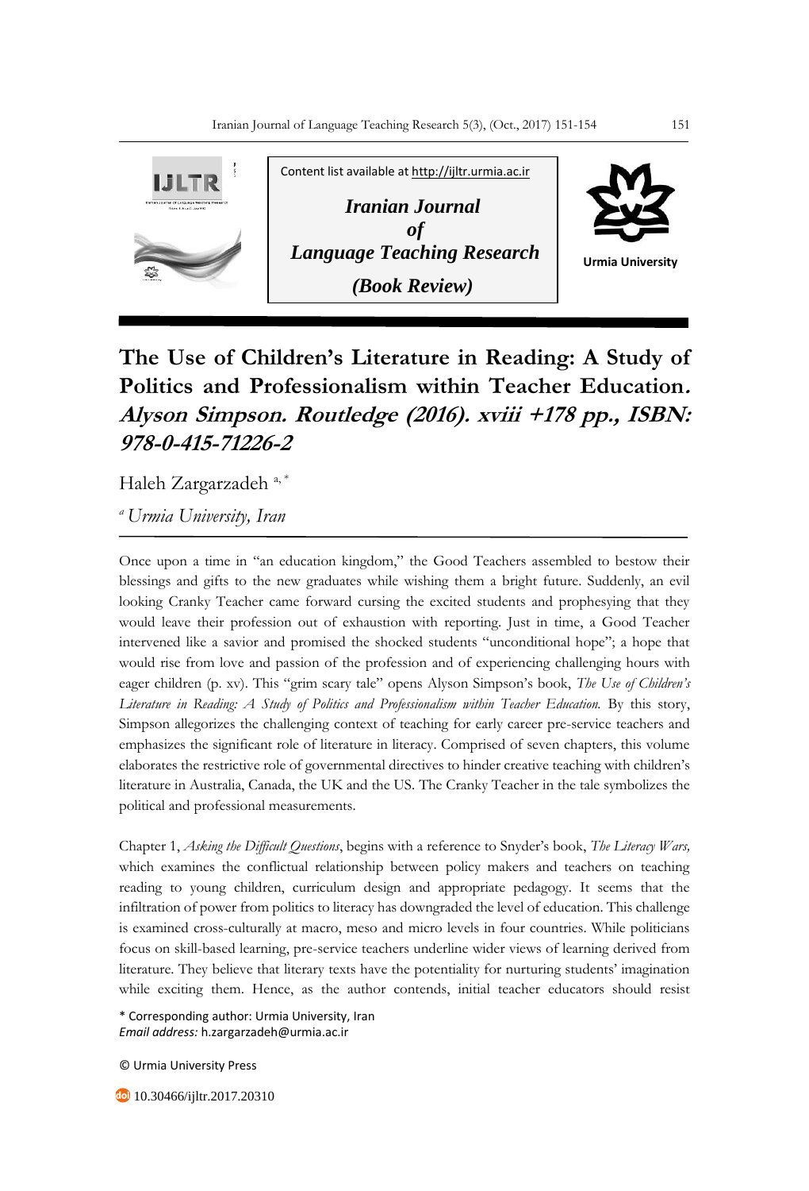Content list available at http://ijltr.urmia.ac.ir

***Iranian Journal of Language Teaching Research***

***(Book Review)***

Urmia University

# The Use of Children's Literature in Reading: A Study of Politics and Professionalism within Teacher Education. *Alyson Simpson. Routledge (2016). xviii +178 pp., ISBN: 978-0-415-71226-2*

Haleh Zargarzadeh [a, *]

[a] *Urmia University, Iran*

Once upon a time in "an education kingdom," the Good Teachers assembled to bestow their blessings and gifts to the new graduates while wishing them a bright future. Suddenly, an evil looking Cranky Teacher came forward cursing the excited students and prophesying that they would leave their profession out of exhaustion with reporting. Just in time, a Good Teacher intervened like a savior and promised the shocked students "unconditional hope"; a hope that would rise from love and passion of the profession and of experiencing challenging hours with eager children (p. xv). This "grim scary tale" opens Alyson Simpson's book, *The Use of Children's Literature in Reading: A Study of Politics and Professionalism within Teacher Education.* By this story, Simpson allegorizes the challenging context of teaching for early career pre-service teachers and emphasizes the significant role of literature in literacy. Comprised of seven chapters, this volume elaborates the restrictive role of governmental directives to hinder creative teaching with children's literature in Australia, Canada, the UK and the US. The Cranky Teacher in the tale symbolizes the political and professional measurements.

Chapter 1, *Asking the Difficult Questions*, begins with a reference to Snyder's book, *The Literacy Wars,* which examines the conflictual relationship between policy makers and teachers on teaching reading to young children, curriculum design and appropriate pedagogy. It seems that the infiltration of power from politics to literacy has downgraded the level of education. This challenge is examined cross-culturally at macro, meso and micro levels in four countries. While politicians focus on skill-based learning, pre-service teachers underline wider views of learning derived from literature. They believe that literary texts have the potentiality for nurturing students' imagination while exciting them. Hence, as the author contends, initial teacher educators should resist

\* Corresponding author: Urmia University, Iran
*Email address:* h.zargarzadeh@urmia.ac.ir

© Urmia University Press

10.30466/ijltr.2017.20310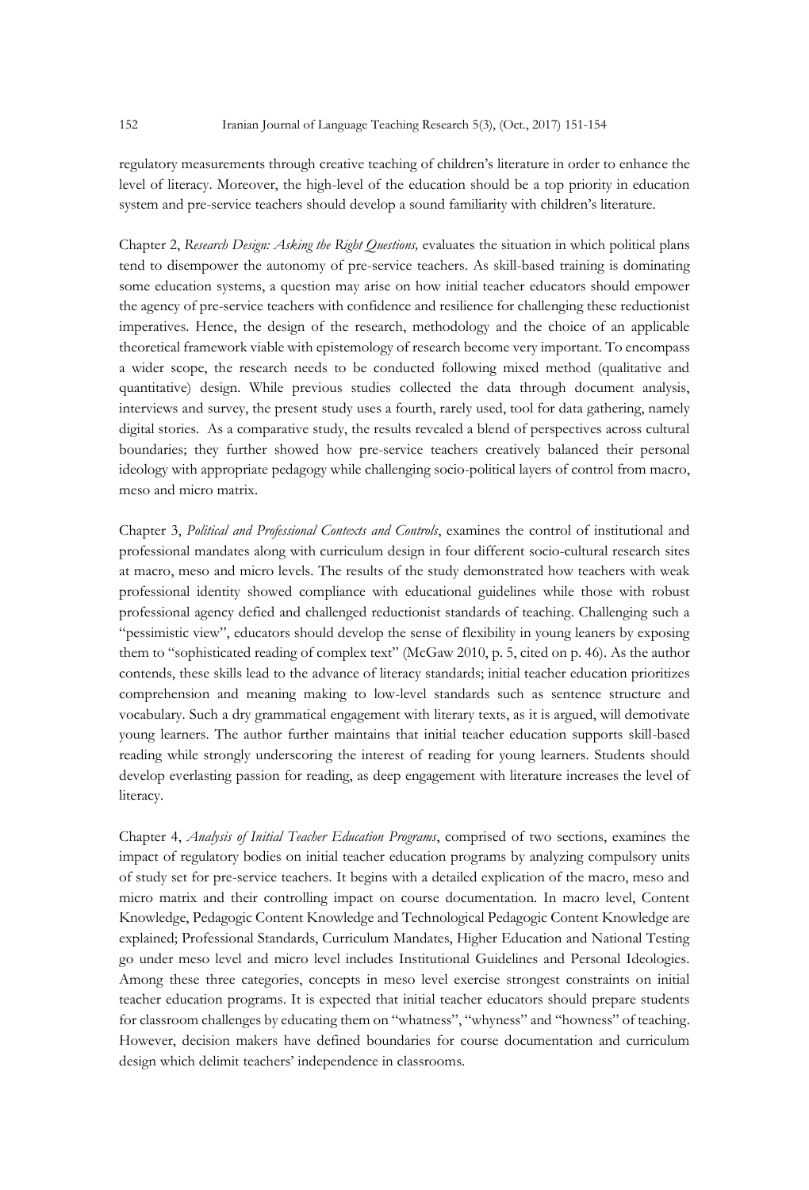regulatory measurements through creative teaching of children's literature in order to enhance the level of literacy. Moreover, the high-level of the education should be a top priority in education system and pre-service teachers should develop a sound familiarity with children's literature.

Chapter 2, *Research Design: Asking the Right Questions,* evaluates the situation in which political plans tend to disempower the autonomy of pre-service teachers. As skill-based training is dominating some education systems, a question may arise on how initial teacher educators should empower the agency of pre-service teachers with confidence and resilience for challenging these reductionist imperatives. Hence, the design of the research, methodology and the choice of an applicable theoretical framework viable with epistemology of research become very important. To encompass a wider scope, the research needs to be conducted following mixed method (qualitative and quantitative) design. While previous studies collected the data through document analysis, interviews and survey, the present study uses a fourth, rarely used, tool for data gathering, namely digital stories. As a comparative study, the results revealed a blend of perspectives across cultural boundaries; they further showed how pre-service teachers creatively balanced their personal ideology with appropriate pedagogy while challenging socio-political layers of control from macro, meso and micro matrix.

Chapter 3, *Political and Professional Contexts and Controls*, examines the control of institutional and professional mandates along with curriculum design in four different socio-cultural research sites at macro, meso and micro levels. The results of the study demonstrated how teachers with weak professional identity showed compliance with educational guidelines while those with robust professional agency defied and challenged reductionist standards of teaching. Challenging such a "pessimistic view", educators should develop the sense of flexibility in young leaners by exposing them to "sophisticated reading of complex text" (McGaw 2010, p. 5, cited on p. 46). As the author contends, these skills lead to the advance of literacy standards; initial teacher education prioritizes comprehension and meaning making to low-level standards such as sentence structure and vocabulary. Such a dry grammatical engagement with literary texts, as it is argued, will demotivate young learners. The author further maintains that initial teacher education supports skill-based reading while strongly underscoring the interest of reading for young learners. Students should develop everlasting passion for reading, as deep engagement with literature increases the level of literacy.

Chapter 4, *Analysis of Initial Teacher Education Programs*, comprised of two sections, examines the impact of regulatory bodies on initial teacher education programs by analyzing compulsory units of study set for pre-service teachers. It begins with a detailed explication of the macro, meso and micro matrix and their controlling impact on course documentation. In macro level, Content Knowledge, Pedagogic Content Knowledge and Technological Pedagogic Content Knowledge are explained; Professional Standards, Curriculum Mandates, Higher Education and National Testing go under meso level and micro level includes Institutional Guidelines and Personal Ideologies. Among these three categories, concepts in meso level exercise strongest constraints on initial teacher education programs. It is expected that initial teacher educators should prepare students for classroom challenges by educating them on "whatness", "whyness" and "howness" of teaching. However, decision makers have defined boundaries for course documentation and curriculum design which delimit teachers' independence in classrooms.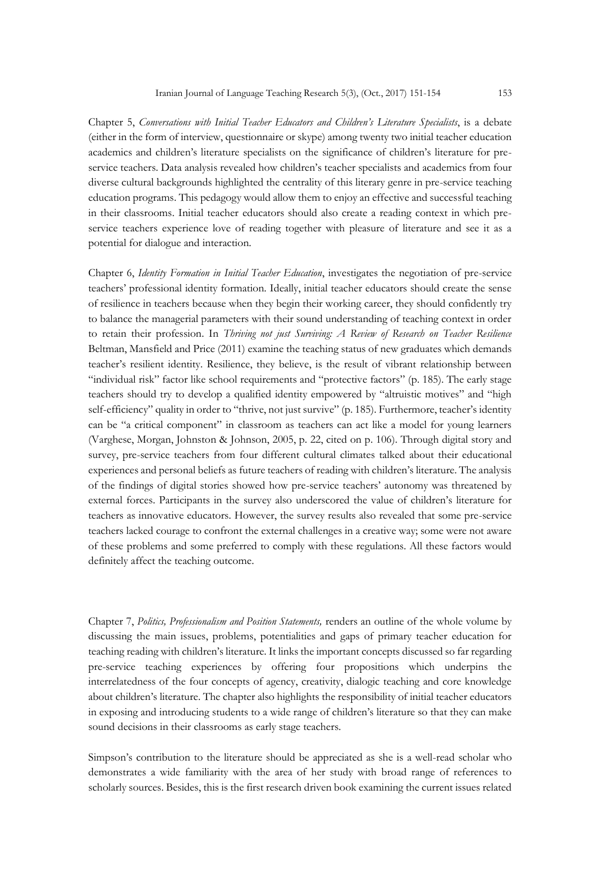Chapter 5, *Conversations with Initial Teacher Educators and Children's Literature Specialists*, is a debate (either in the form of interview, questionnaire or skype) among twenty two initial teacher education academics and children's literature specialists on the significance of children's literature for pre-service teachers. Data analysis revealed how children's teacher specialists and academics from four diverse cultural backgrounds highlighted the centrality of this literary genre in pre-service teaching education programs. This pedagogy would allow them to enjoy an effective and successful teaching in their classrooms. Initial teacher educators should also create a reading context in which pre-service teachers experience love of reading together with pleasure of literature and see it as a potential for dialogue and interaction.

Chapter 6, *Identity Formation in Initial Teacher Education*, investigates the negotiation of pre-service teachers' professional identity formation. Ideally, initial teacher educators should create the sense of resilience in teachers because when they begin their working career, they should confidently try to balance the managerial parameters with their sound understanding of teaching context in order to retain their profession. In *Thriving not just Surviving: A Review of Research on Teacher Resilience* Beltman, Mansfield and Price (2011) examine the teaching status of new graduates which demands teacher's resilient identity. Resilience, they believe, is the result of vibrant relationship between "individual risk" factor like school requirements and "protective factors" (p. 185). The early stage teachers should try to develop a qualified identity empowered by "altruistic motives" and "high self-efficiency" quality in order to "thrive, not just survive" (p. 185). Furthermore, teacher's identity can be "a critical component" in classroom as teachers can act like a model for young learners (Varghese, Morgan, Johnston & Johnson, 2005, p. 22, cited on p. 106). Through digital story and survey, pre-service teachers from four different cultural climates talked about their educational experiences and personal beliefs as future teachers of reading with children's literature. The analysis of the findings of digital stories showed how pre-service teachers' autonomy was threatened by external forces. Participants in the survey also underscored the value of children's literature for teachers as innovative educators. However, the survey results also revealed that some pre-service teachers lacked courage to confront the external challenges in a creative way; some were not aware of these problems and some preferred to comply with these regulations. All these factors would definitely affect the teaching outcome.

Chapter 7, *Politics, Professionalism and Position Statements,* renders an outline of the whole volume by discussing the main issues, problems, potentialities and gaps of primary teacher education for teaching reading with children's literature. It links the important concepts discussed so far regarding pre-service teaching experiences by offering four propositions which underpins the interrelatedness of the four concepts of agency, creativity, dialogic teaching and core knowledge about children's literature. The chapter also highlights the responsibility of initial teacher educators in exposing and introducing students to a wide range of children's literature so that they can make sound decisions in their classrooms as early stage teachers.

Simpson's contribution to the literature should be appreciated as she is a well-read scholar who demonstrates a wide familiarity with the area of her study with broad range of references to scholarly sources. Besides, this is the first research driven book examining the current issues related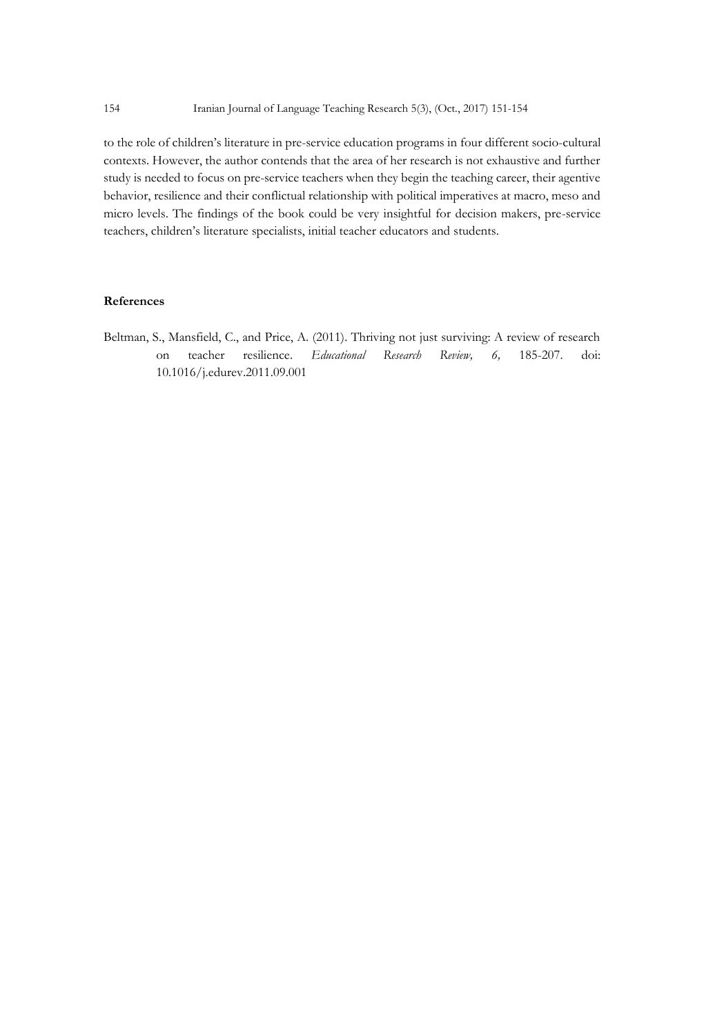to the role of children's literature in pre-service education programs in four different socio-cultural contexts. However, the author contends that the area of her research is not exhaustive and further study is needed to focus on pre-service teachers when they begin the teaching career, their agentive behavior, resilience and their conflictual relationship with political imperatives at macro, meso and micro levels. The findings of the book could be very insightful for decision makers, pre-service teachers, children's literature specialists, initial teacher educators and students.

## References

Beltman, S., Mansfield, C., and Price, A. (2011). Thriving not just surviving: A review of research on teacher resilience. *Educational Research Review, 6,* 185-207. doi: 10.1016/j.edurev.2011.09.001